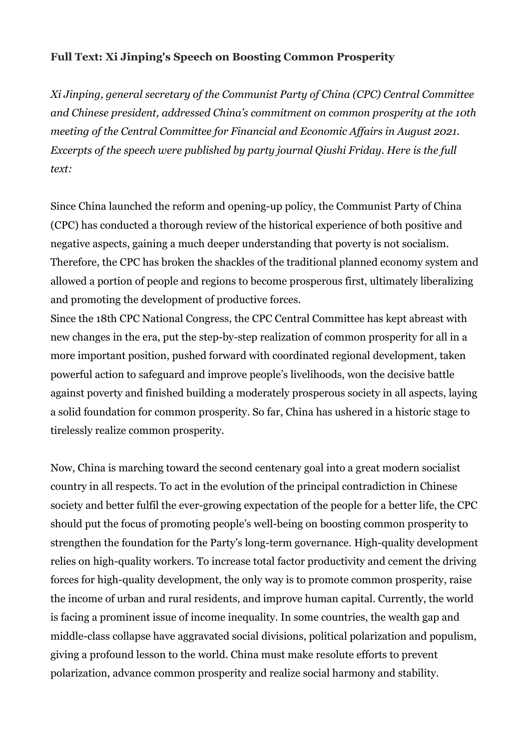**Full Text: Xi Jinping's Speech on Boosting Common Prosperity**

*Xi Jinping, general secretary of the Communist Party of China (CPC) Central Committee and Chinese president, addressed China's commitment on common prosperity at the 10th meeting of the Central Committee for Financial and Economic Affairs in August 2021. Excerpts of the speech were published by party journal Qiushi Friday. Here is the full text:*

Since China launched the reform and opening-up policy, the Communist Party of China (CPC) has conducted a thorough review of the historical experience of both positive and negative aspects, gaining a much deeper understanding that poverty is not socialism. Therefore, the CPC has broken the shackles of the traditional planned economy system and allowed a portion of people and regions to become prosperous first, ultimately liberalizing and promoting the development of productive forces.

Since the 18th CPC National Congress, the CPC Central Committee has kept abreast with new changes in the era, put the step-by-step realization of common prosperity for all in a more important position, pushed forward with coordinated regional development, taken powerful action to safeguard and improve people's livelihoods, won the decisive battle against poverty and finished building a moderately prosperous society in all aspects, laying a solid foundation for common prosperity. So far, China has ushered in a historic stage to tirelessly realize common prosperity.

Now, China is marching toward the second centenary goal into a great modern socialist country in all respects. To act in the evolution of the principal contradiction in Chinese society and better fulfil the ever-growing expectation of the people for a better life, the CPC should put the focus of promoting people's well-being on boosting common prosperity to strengthen the foundation for the Party's long-term governance. High-quality development relies on high-quality workers. To increase total factor productivity and cement the driving forces for high-quality development, the only way is to promote common prosperity, raise the income of urban and rural residents, and improve human capital. Currently, the world is facing a prominent issue of income inequality. In some countries, the wealth gap and middle-class collapse have aggravated social divisions, political polarization and populism, giving a profound lesson to the world. China must make resolute efforts to prevent polarization, advance common prosperity and realize social harmony and stability.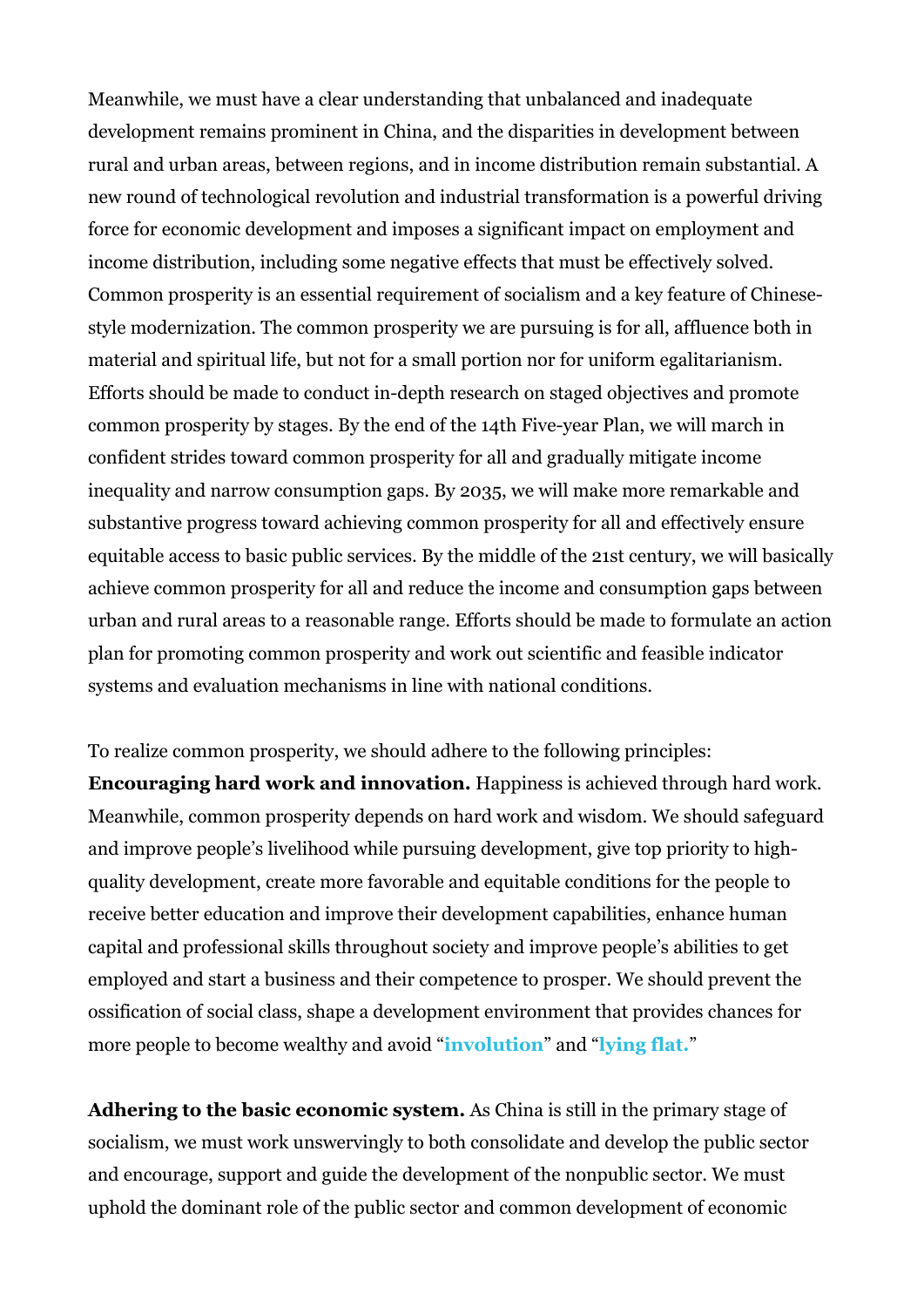Meanwhile, we must have a clear understanding that unbalanced and inadequate development remains prominent in China, and the disparities in development between rural and urban areas, between regions, and in income distribution remain substantial. A new round of technological revolution and industrial transformation is a powerful driving force for economic development and imposes a significant impact on employment and income distribution, including some negative effects that must be effectively solved. Common prosperity is an essential requirement of socialism and a key feature of Chinese-style modernization. The common prosperity we are pursuing is for all, affluence both in material and spiritual life, but not for a small portion nor for uniform egalitarianism. Efforts should be made to conduct in-depth research on staged objectives and promote common prosperity by stages. By the end of the 14th Five-year Plan, we will march in confident strides toward common prosperity for all and gradually mitigate income inequality and narrow consumption gaps. By 2035, we will make more remarkable and substantive progress toward achieving common prosperity for all and effectively ensure equitable access to basic public services. By the middle of the 21st century, we will basically achieve common prosperity for all and reduce the income and consumption gaps between urban and rural areas to a reasonable range. Efforts should be made to formulate an action plan for promoting common prosperity and work out scientific and feasible indicator systems and evaluation mechanisms in line with national conditions.

To realize common prosperity, we should adhere to the following principles:

**Encouraging hard work and innovation.** Happiness is achieved through hard work. Meanwhile, common prosperity depends on hard work and wisdom. We should safeguard and improve people's livelihood while pursuing development, give top priority to high-quality development, create more favorable and equitable conditions for the people to receive better education and improve their development capabilities, enhance human capital and professional skills throughout society and improve people's abilities to get employed and start a business and their competence to prosper. We should prevent the ossification of social class, shape a development environment that provides chances for more people to become wealthy and avoid "**involution**" and "**lying flat.**"

**Adhering to the basic economic system.** As China is still in the primary stage of socialism, we must work unswervingly to both consolidate and develop the public sector and encourage, support and guide the development of the nonpublic sector. We must uphold the dominant role of the public sector and common development of economic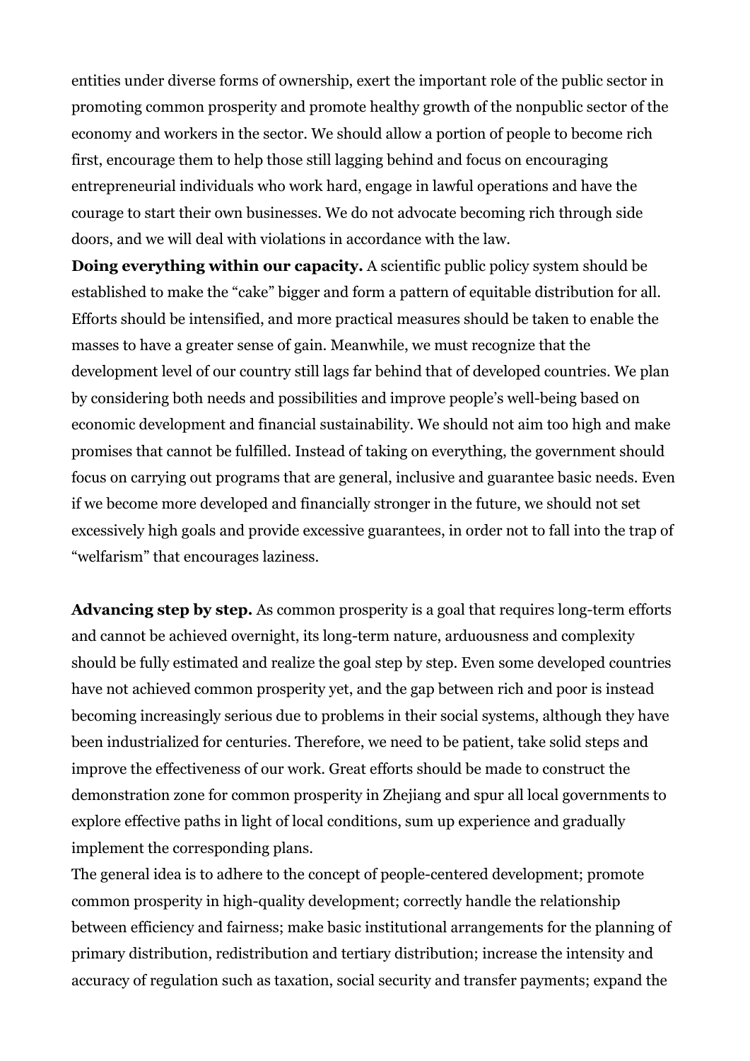entities under diverse forms of ownership, exert the important role of the public sector in promoting common prosperity and promote healthy growth of the nonpublic sector of the economy and workers in the sector. We should allow a portion of people to become rich first, encourage them to help those still lagging behind and focus on encouraging entrepreneurial individuals who work hard, engage in lawful operations and have the courage to start their own businesses. We do not advocate becoming rich through side doors, and we will deal with violations in accordance with the law.

**Doing everything within our capacity.** A scientific public policy system should be established to make the "cake" bigger and form a pattern of equitable distribution for all. Efforts should be intensified, and more practical measures should be taken to enable the masses to have a greater sense of gain. Meanwhile, we must recognize that the development level of our country still lags far behind that of developed countries. We plan by considering both needs and possibilities and improve people's well-being based on economic development and financial sustainability. We should not aim too high and make promises that cannot be fulfilled. Instead of taking on everything, the government should focus on carrying out programs that are general, inclusive and guarantee basic needs. Even if we become more developed and financially stronger in the future, we should not set excessively high goals and provide excessive guarantees, in order not to fall into the trap of "welfarism" that encourages laziness.

**Advancing step by step.** As common prosperity is a goal that requires long-term efforts and cannot be achieved overnight, its long-term nature, arduousness and complexity should be fully estimated and realize the goal step by step. Even some developed countries have not achieved common prosperity yet, and the gap between rich and poor is instead becoming increasingly serious due to problems in their social systems, although they have been industrialized for centuries. Therefore, we need to be patient, take solid steps and improve the effectiveness of our work. Great efforts should be made to construct the demonstration zone for common prosperity in Zhejiang and spur all local governments to explore effective paths in light of local conditions, sum up experience and gradually implement the corresponding plans.

The general idea is to adhere to the concept of people-centered development; promote common prosperity in high-quality development; correctly handle the relationship between efficiency and fairness; make basic institutional arrangements for the planning of primary distribution, redistribution and tertiary distribution; increase the intensity and accuracy of regulation such as taxation, social security and transfer payments; expand the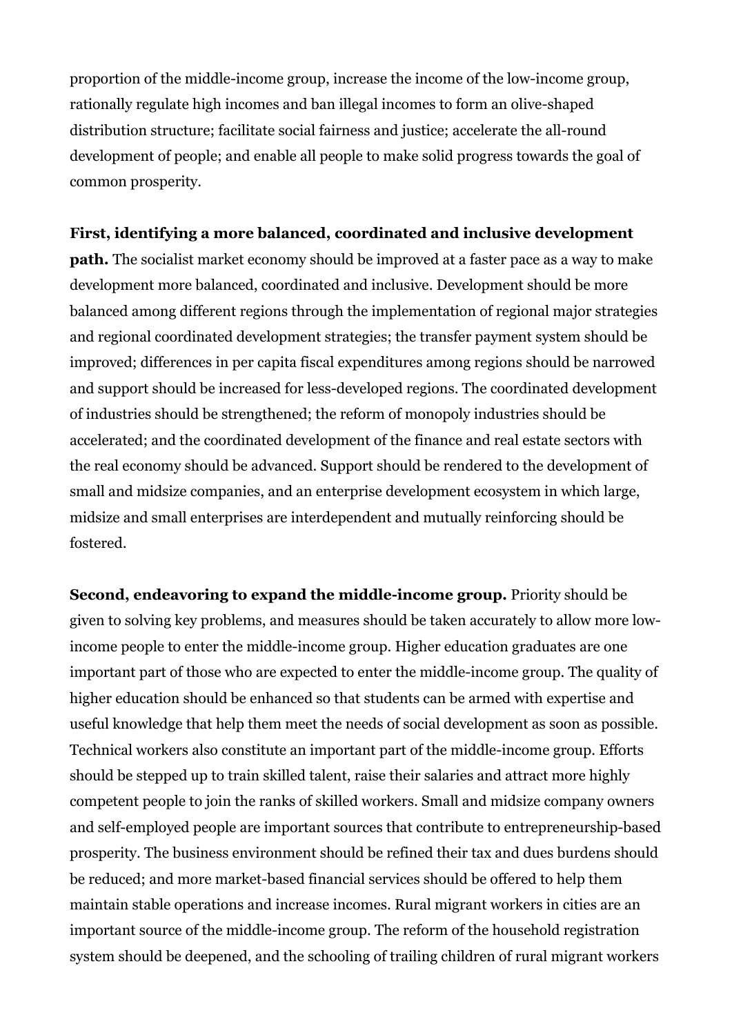proportion of the middle-income group, increase the income of the low-income group, rationally regulate high incomes and ban illegal incomes to form an olive-shaped distribution structure; facilitate social fairness and justice; accelerate the all-round development of people; and enable all people to make solid progress towards the goal of common prosperity.

**First, identifying a more balanced, coordinated and inclusive development path.** The socialist market economy should be improved at a faster pace as a way to make development more balanced, coordinated and inclusive. Development should be more balanced among different regions through the implementation of regional major strategies and regional coordinated development strategies; the transfer payment system should be improved; differences in per capita fiscal expenditures among regions should be narrowed and support should be increased for less-developed regions. The coordinated development of industries should be strengthened; the reform of monopoly industries should be accelerated; and the coordinated development of the finance and real estate sectors with the real economy should be advanced. Support should be rendered to the development of small and midsize companies, and an enterprise development ecosystem in which large, midsize and small enterprises are interdependent and mutually reinforcing should be fostered.

**Second, endeavoring to expand the middle-income group.** Priority should be given to solving key problems, and measures should be taken accurately to allow more low-income people to enter the middle-income group. Higher education graduates are one important part of those who are expected to enter the middle-income group. The quality of higher education should be enhanced so that students can be armed with expertise and useful knowledge that help them meet the needs of social development as soon as possible. Technical workers also constitute an important part of the middle-income group. Efforts should be stepped up to train skilled talent, raise their salaries and attract more highly competent people to join the ranks of skilled workers. Small and midsize company owners and self-employed people are important sources that contribute to entrepreneurship-based prosperity. The business environment should be refined their tax and dues burdens should be reduced; and more market-based financial services should be offered to help them maintain stable operations and increase incomes. Rural migrant workers in cities are an important source of the middle-income group. The reform of the household registration system should be deepened, and the schooling of trailing children of rural migrant workers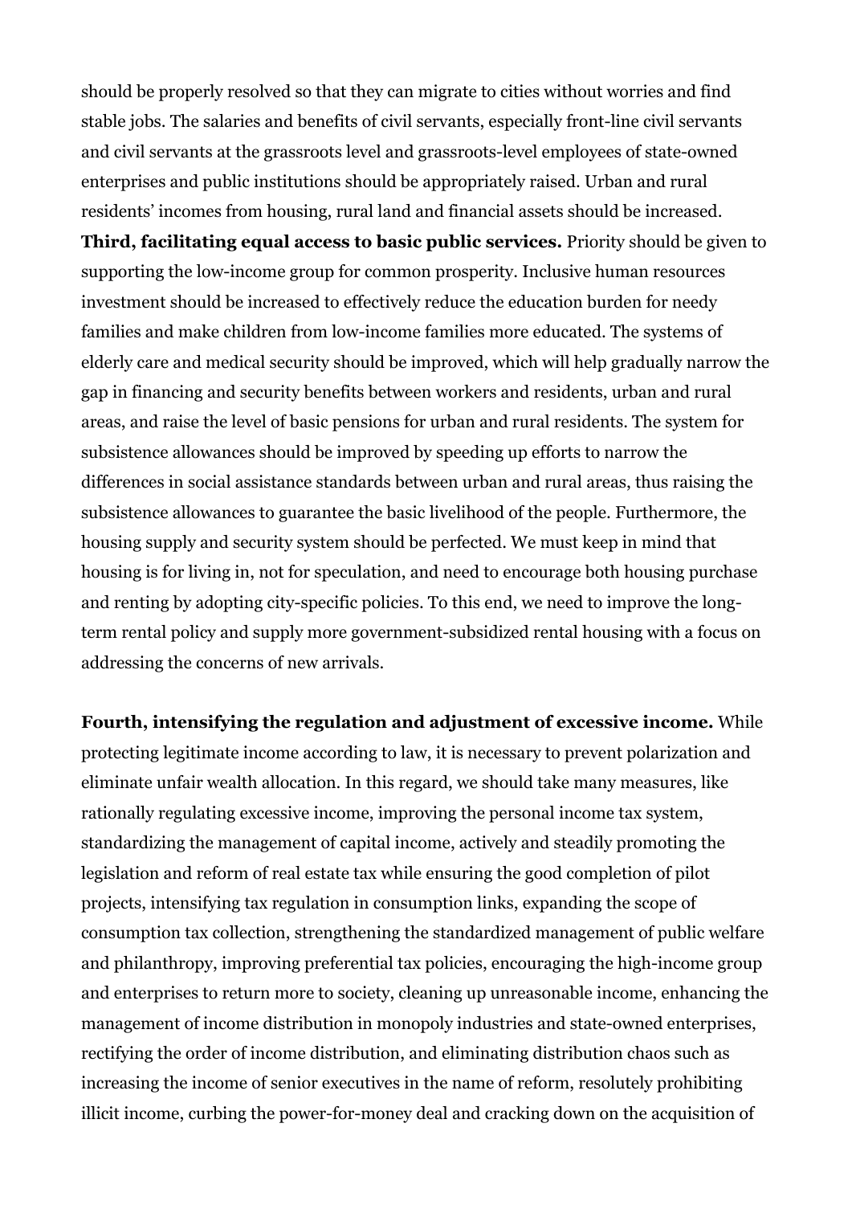should be properly resolved so that they can migrate to cities without worries and find stable jobs. The salaries and benefits of civil servants, especially front-line civil servants and civil servants at the grassroots level and grassroots-level employees of state-owned enterprises and public institutions should be appropriately raised. Urban and rural residents' incomes from housing, rural land and financial assets should be increased.

**Third, facilitating equal access to basic public services.** Priority should be given to supporting the low-income group for common prosperity. Inclusive human resources investment should be increased to effectively reduce the education burden for needy families and make children from low-income families more educated. The systems of elderly care and medical security should be improved, which will help gradually narrow the gap in financing and security benefits between workers and residents, urban and rural areas, and raise the level of basic pensions for urban and rural residents. The system for subsistence allowances should be improved by speeding up efforts to narrow the differences in social assistance standards between urban and rural areas, thus raising the subsistence allowances to guarantee the basic livelihood of the people. Furthermore, the housing supply and security system should be perfected. We must keep in mind that housing is for living in, not for speculation, and need to encourage both housing purchase and renting by adopting city-specific policies. To this end, we need to improve the long-term rental policy and supply more government-subsidized rental housing with a focus on addressing the concerns of new arrivals.

**Fourth, intensifying the regulation and adjustment of excessive income.** While protecting legitimate income according to law, it is necessary to prevent polarization and eliminate unfair wealth allocation. In this regard, we should take many measures, like rationally regulating excessive income, improving the personal income tax system, standardizing the management of capital income, actively and steadily promoting the legislation and reform of real estate tax while ensuring the good completion of pilot projects, intensifying tax regulation in consumption links, expanding the scope of consumption tax collection, strengthening the standardized management of public welfare and philanthropy, improving preferential tax policies, encouraging the high-income group and enterprises to return more to society, cleaning up unreasonable income, enhancing the management of income distribution in monopoly industries and state-owned enterprises, rectifying the order of income distribution, and eliminating distribution chaos such as increasing the income of senior executives in the name of reform, resolutely prohibiting illicit income, curbing the power-for-money deal and cracking down on the acquisition of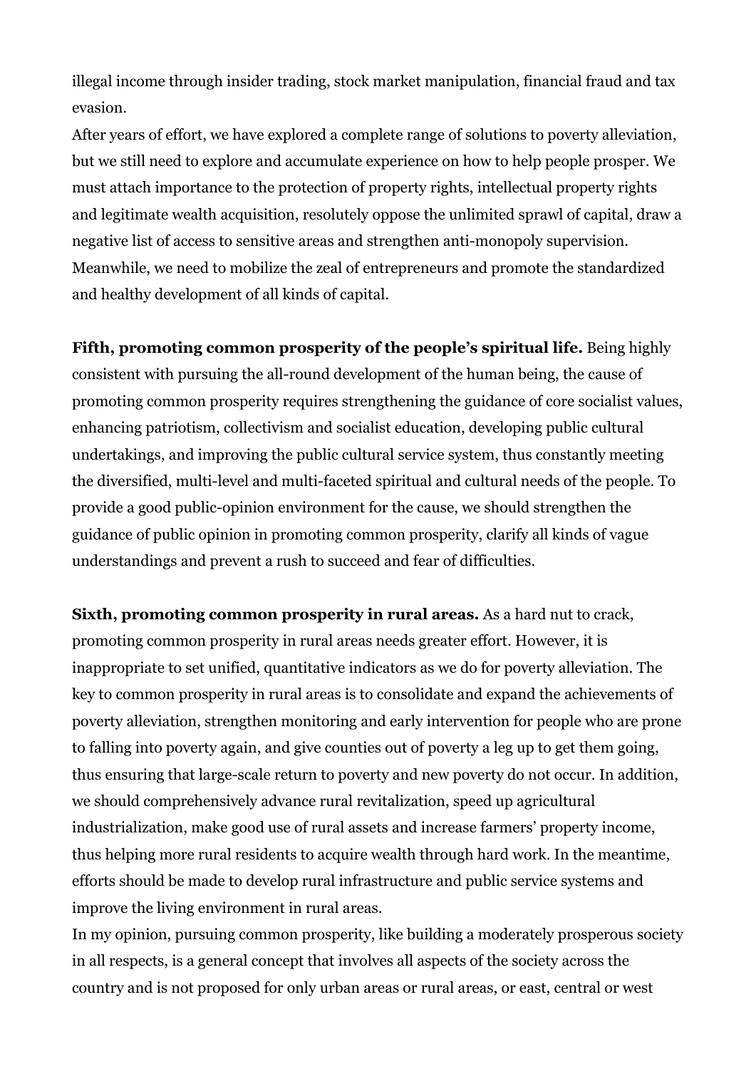illegal income through insider trading, stock market manipulation, financial fraud and tax evasion.

After years of effort, we have explored a complete range of solutions to poverty alleviation, but we still need to explore and accumulate experience on how to help people prosper. We must attach importance to the protection of property rights, intellectual property rights and legitimate wealth acquisition, resolutely oppose the unlimited sprawl of capital, draw a negative list of access to sensitive areas and strengthen anti-monopoly supervision. Meanwhile, we need to mobilize the zeal of entrepreneurs and promote the standardized and healthy development of all kinds of capital.

**Fifth, promoting common prosperity of the people's spiritual life.** Being highly consistent with pursuing the all-round development of the human being, the cause of promoting common prosperity requires strengthening the guidance of core socialist values, enhancing patriotism, collectivism and socialist education, developing public cultural undertakings, and improving the public cultural service system, thus constantly meeting the diversified, multi-level and multi-faceted spiritual and cultural needs of the people. To provide a good public-opinion environment for the cause, we should strengthen the guidance of public opinion in promoting common prosperity, clarify all kinds of vague understandings and prevent a rush to succeed and fear of difficulties.

**Sixth, promoting common prosperity in rural areas.** As a hard nut to crack, promoting common prosperity in rural areas needs greater effort. However, it is inappropriate to set unified, quantitative indicators as we do for poverty alleviation. The key to common prosperity in rural areas is to consolidate and expand the achievements of poverty alleviation, strengthen monitoring and early intervention for people who are prone to falling into poverty again, and give counties out of poverty a leg up to get them going, thus ensuring that large-scale return to poverty and new poverty do not occur. In addition, we should comprehensively advance rural revitalization, speed up agricultural industrialization, make good use of rural assets and increase farmers' property income, thus helping more rural residents to acquire wealth through hard work. In the meantime, efforts should be made to develop rural infrastructure and public service systems and improve the living environment in rural areas.

In my opinion, pursuing common prosperity, like building a moderately prosperous society in all respects, is a general concept that involves all aspects of the society across the country and is not proposed for only urban areas or rural areas, or east, central or west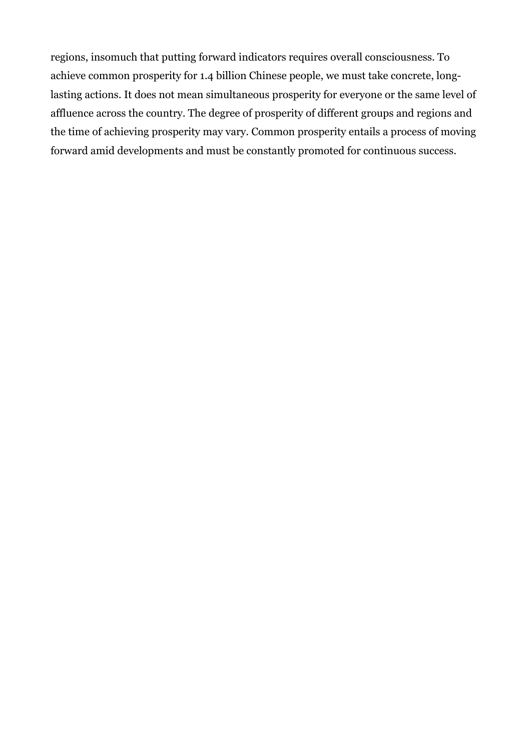regions, insomuch that putting forward indicators requires overall consciousness. To achieve common prosperity for 1.4 billion Chinese people, we must take concrete, long-lasting actions. It does not mean simultaneous prosperity for everyone or the same level of affluence across the country. The degree of prosperity of different groups and regions and the time of achieving prosperity may vary. Common prosperity entails a process of moving forward amid developments and must be constantly promoted for continuous success.